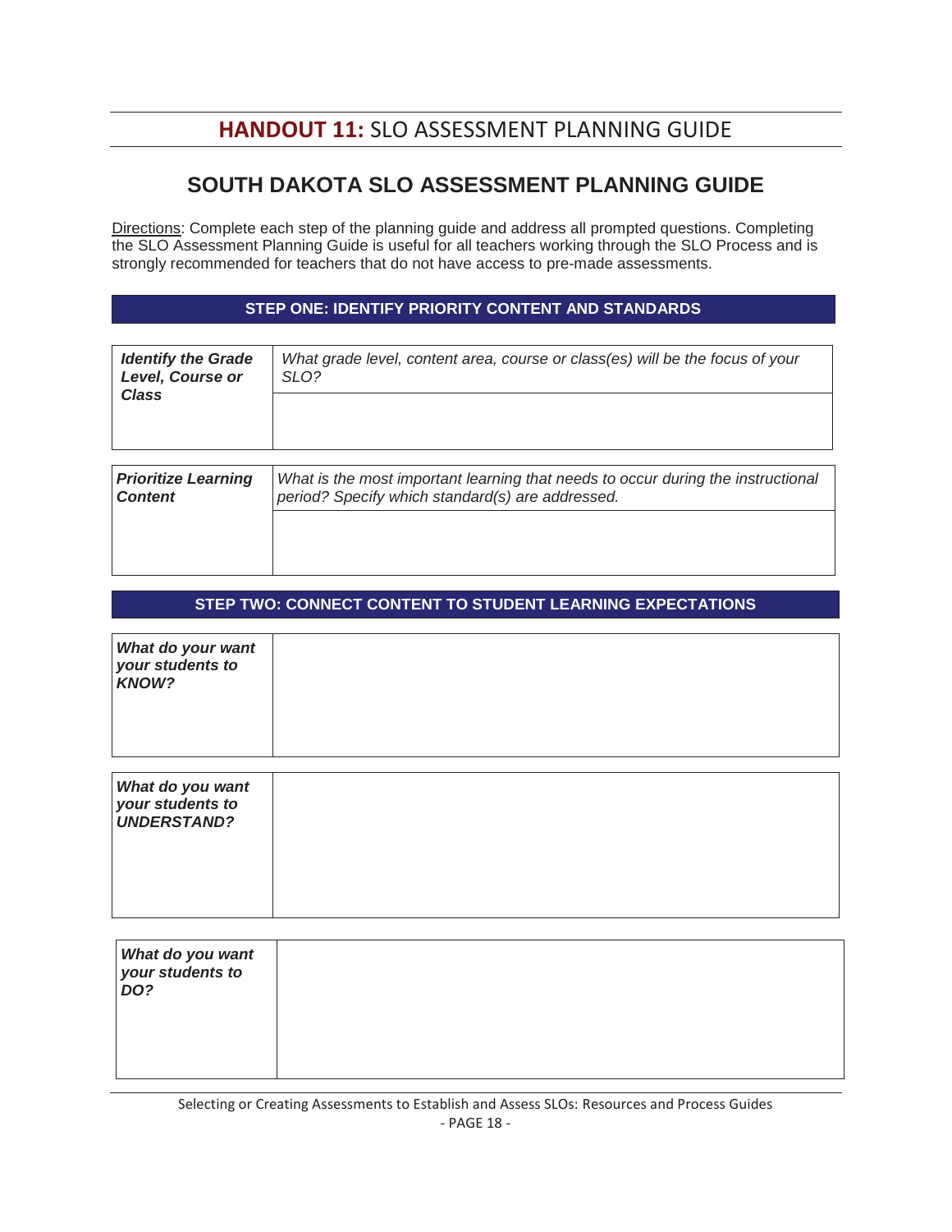# **HANDOUT 11:** SLO ASSESSMENT PLANNING GUIDE

## SOUTH DAKOTA SLO ASSESSMENT PLANNING GUIDE

Directions: Complete each step of the planning guide and address all prompted questions. Completing the SLO Assessment Planning Guide is useful for all teachers working through the SLO Process and is strongly recommended for teachers that do not have access to pre-made assessments.

### STEP ONE: IDENTIFY PRIORITY CONTENT AND STANDARDS

| ***Identify the Grade Level, Course or Class*** | *What grade level, content area, course or class(es) will be the focus of your SLO?* |
|---|---|
| | |

| ***Prioritize Learning Content*** | *What is the most important learning that needs to occur during the instructional period? Specify which standard(s) are addressed.* |
|---|---|
| | |

### STEP TWO: CONNECT CONTENT TO STUDENT LEARNING EXPECTATIONS

| ***What do your want your students to KNOW?*** | |
|---|---|

| ***What do you want your students to UNDERSTAND?*** | |
|---|---|

| ***What do you want your students to DO?*** | |
|---|---|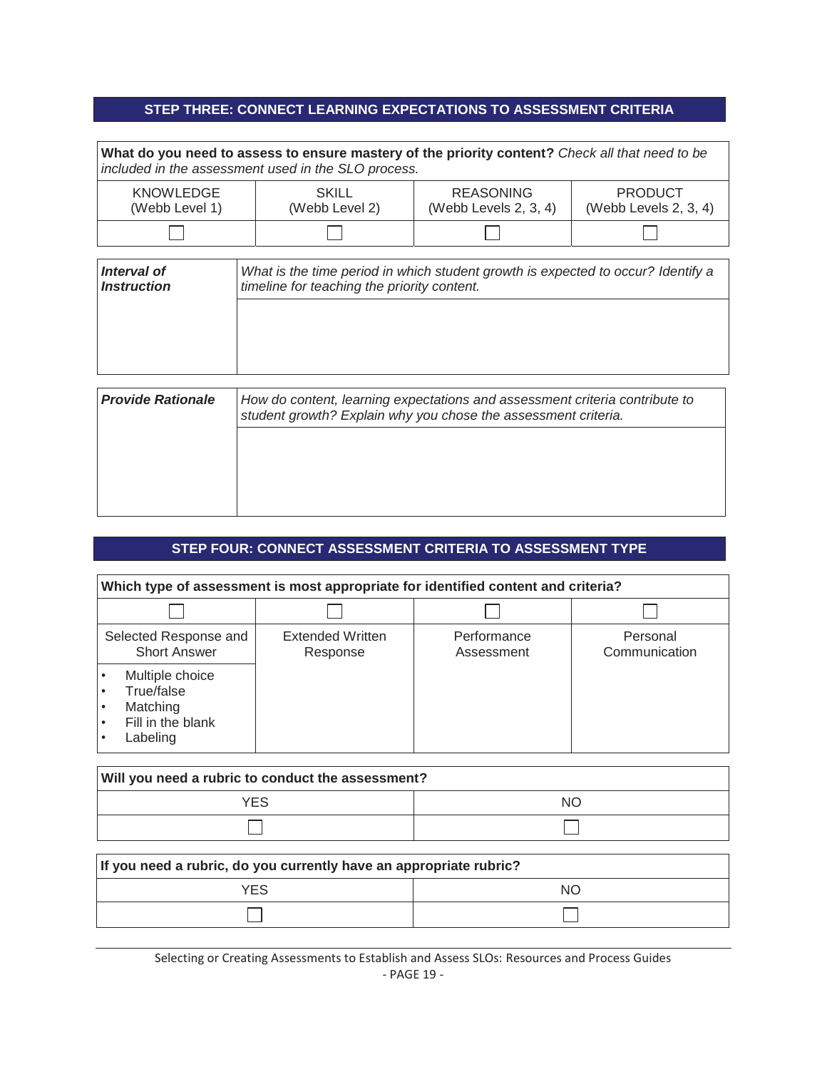## STEP THREE: CONNECT LEARNING EXPECTATIONS TO ASSESSMENT CRITERIA

| **What do you need to assess to ensure mastery of the priority content?** *Check all that need to be included in the assessment used in the SLO process.* | | | |
|---|---|---|---|
| KNOWLEDGE (Webb Level 1) | SKILL (Webb Level 2) | REASONING (Webb Levels 2, 3, 4) | PRODUCT (Webb Levels 2, 3, 4) |
| ☐ | ☐ | ☐ | ☐ |

| ***Interval of Instruction*** | *What is the time period in which student growth is expected to occur? Identify a timeline for teaching the priority content.* |
|---|---|
| | |

| ***Provide Rationale*** | *How do content, learning expectations and assessment criteria contribute to student growth? Explain why you chose the assessment criteria.* |
|---|---|
| | |

## STEP FOUR: CONNECT ASSESSMENT CRITERIA TO ASSESSMENT TYPE

| **Which type of assessment is most appropriate for identified content and criteria?** | | | |
|---|---|---|---|
| ☐ | ☐ | ☐ | ☐ |
| Selected Response and Short Answer | Extended Written Response | Performance Assessment | Personal Communication |
| • Multiple choice<br>• True/false<br>• Matching<br>• Fill in the blank<br>• Labeling | | | |

| **Will you need a rubric to conduct the assessment?** | |
|---|---|
| YES | NO |
| ☐ | ☐ |

| **If you need a rubric, do you currently have an appropriate rubric?** | |
|---|---|
| YES | NO |
| ☐ | ☐ |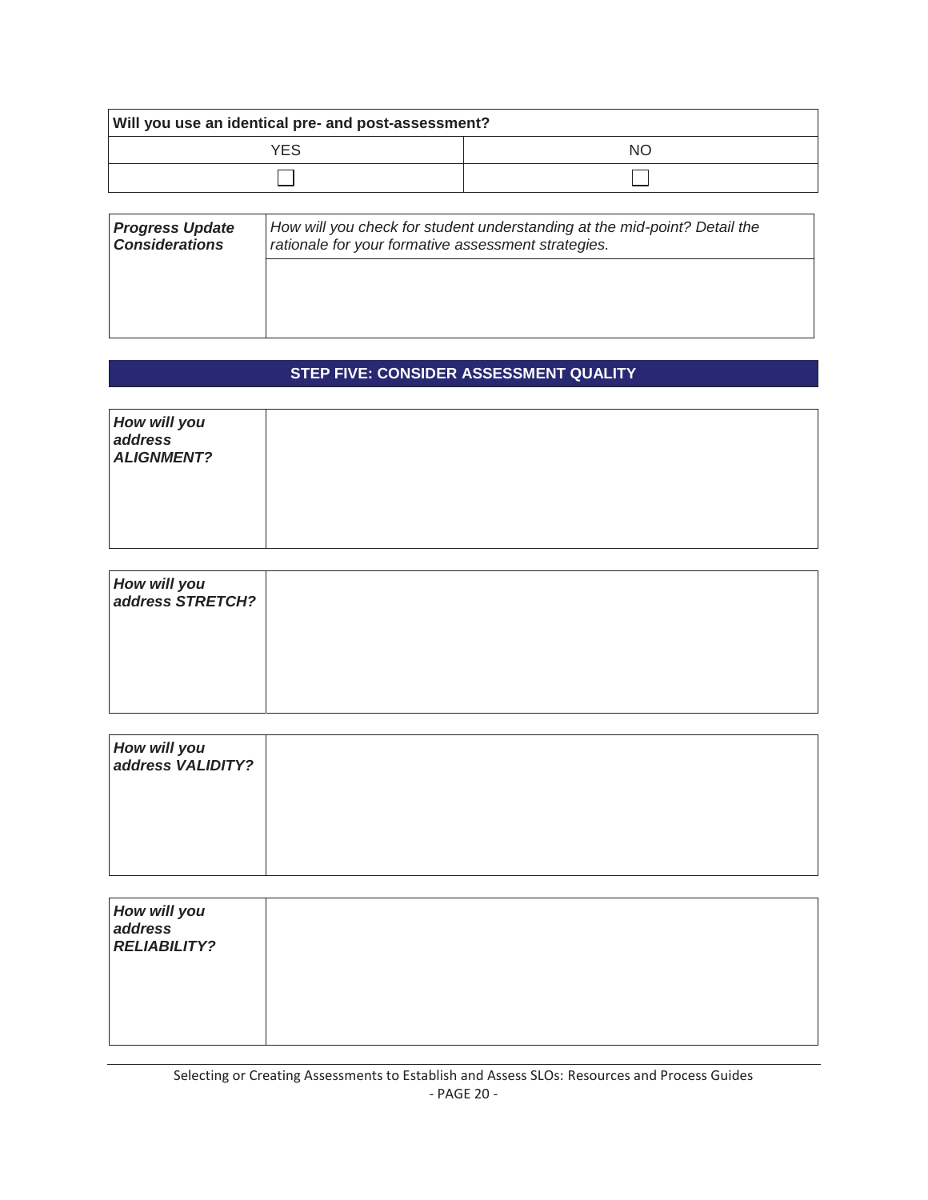| **Will you use an identical pre- and post-assessment?** | |
|---|---|
| YES | NO |
| ☐ | ☐ |

| ***Progress Update Considerations*** | *How will you check for student understanding at the mid-point? Detail the rationale for your formative assessment strategies.* |
|---|---|
| | |

## STEP FIVE: CONSIDER ASSESSMENT QUALITY

| ***How will you address ALIGNMENT?*** | |
|---|---|

| ***How will you address STRETCH?*** | |
|---|---|

| ***How will you address VALIDITY?*** | |
|---|---|

| ***How will you address RELIABILITY?*** | |
|---|---|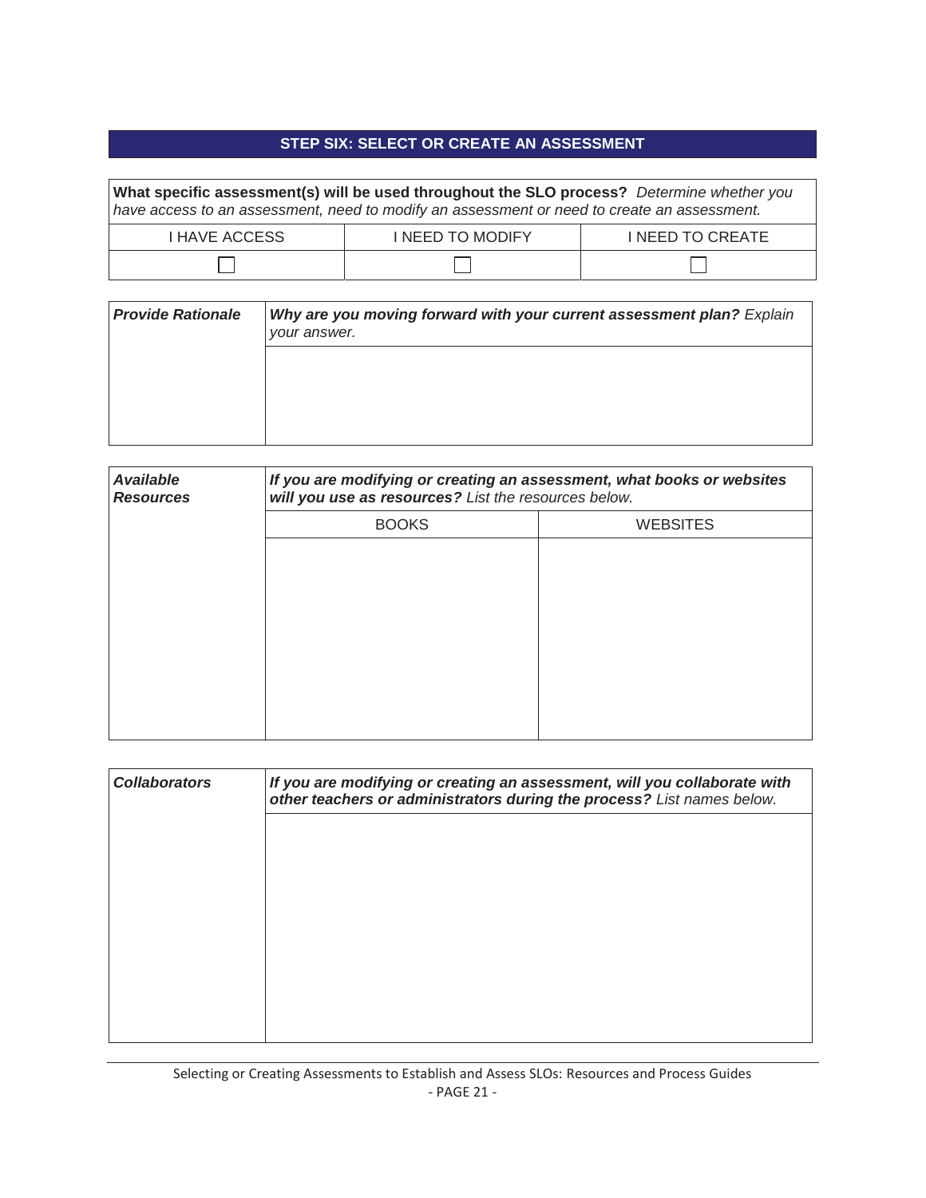## STEP SIX: SELECT OR CREATE AN ASSESSMENT

| **What specific assessment(s) will be used throughout the SLO process?** *Determine whether you have access to an assessment, need to modify an assessment or need to create an assessment.* | | |
|---|---|---|
| I HAVE ACCESS | I NEED TO MODIFY | I NEED TO CREATE |
| ☐ | ☐ | ☐ |

| ***Provide Rationale*** | ***Why are you moving forward with your current assessment plan?*** *Explain your answer.* |
|---|---|
| | |

| ***Available Resources*** | ***If you are modifying or creating an assessment, what books or websites will you use as resources?*** *List the resources below.* | |
|---|---|---|
| | BOOKS | WEBSITES |
| | | |

| ***Collaborators*** | ***If you are modifying or creating an assessment, will you collaborate with other teachers or administrators during the process?*** *List names below.* |
|---|---|
| | |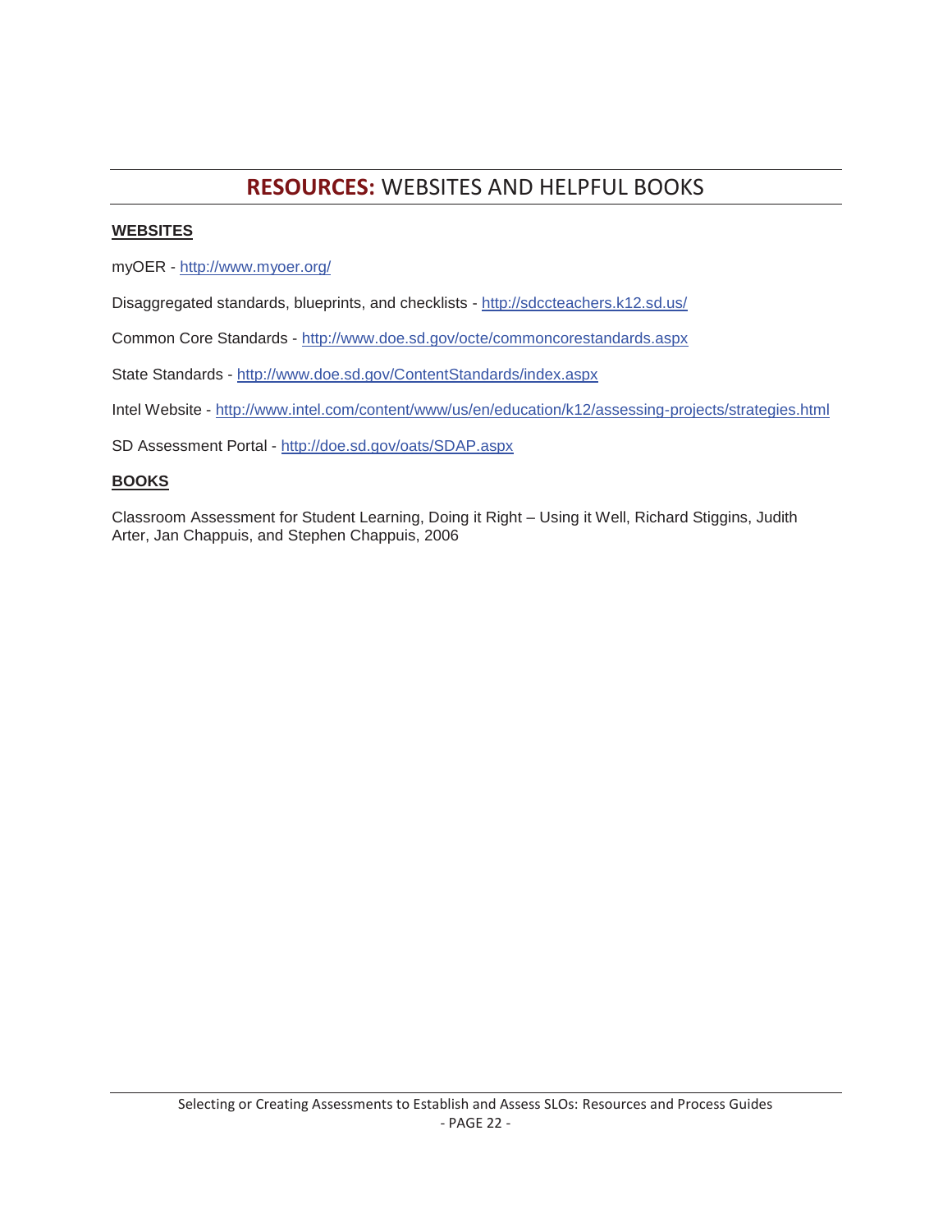## **RESOURCES:** WEBSITES AND HELPFUL BOOKS

### WEBSITES

myOER - http://www.myoer.org/

Disaggregated standards, blueprints, and checklists - http://sdccteachers.k12.sd.us/

Common Core Standards - http://www.doe.sd.gov/octe/commoncorestandards.aspx

State Standards - http://www.doe.sd.gov/ContentStandards/index.aspx

Intel Website - http://www.intel.com/content/www/us/en/education/k12/assessing-projects/strategies.html

SD Assessment Portal - http://doe.sd.gov/oats/SDAP.aspx

### BOOKS

Classroom Assessment for Student Learning, Doing it Right – Using it Well, Richard Stiggins, Judith Arter, Jan Chappuis, and Stephen Chappuis, 2006